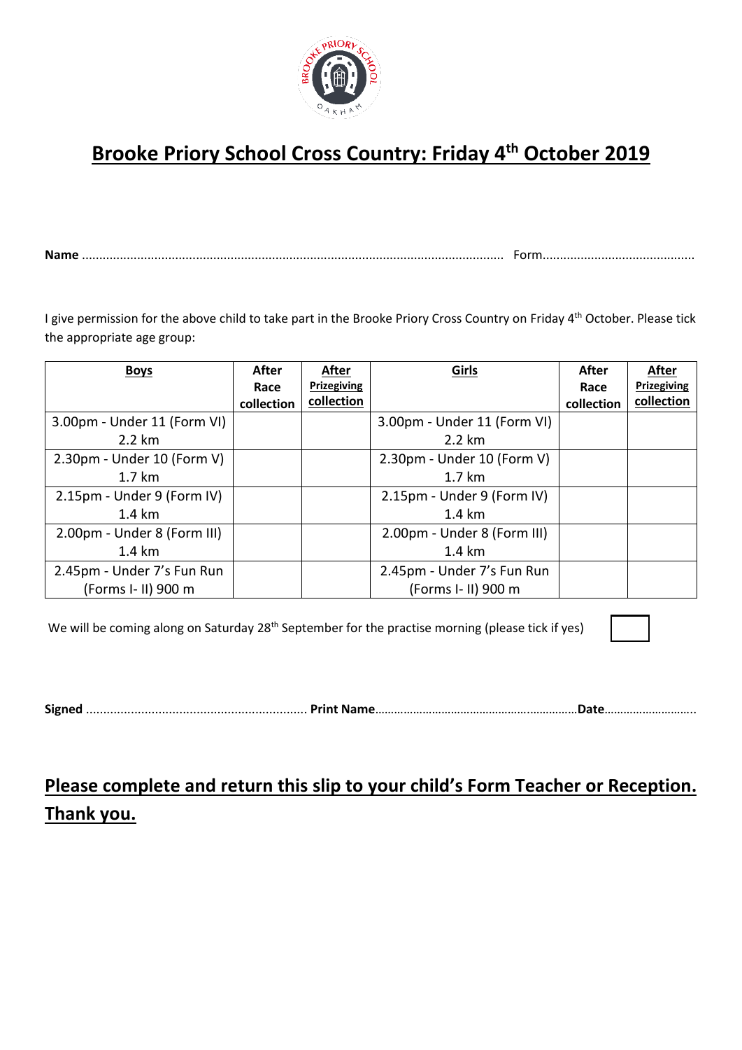# Brooke Priory School Cross Country: Friday 4th October 2019

**Name** ........................................................................................................................ Form...........................................

I give permission for the above child to take part in the Brooke Priory Cross Country on Friday 4th October. Please tick the appropriate age group:

| **Boys** | **After Race collection** | **After Prizegiving collection** | **Girls** | **After Race collection** | **After Prizegiving collection** |
|---|---|---|---|---|---|
| 3.00pm - Under 11 (Form VI) 2.2 km | | | 3.00pm - Under 11 (Form VI) 2.2 km | | |
| 2.30pm - Under 10 (Form V) 1.7 km | | | 2.30pm - Under 10 (Form V) 1.7 km | | |
| 2.15pm - Under 9 (Form IV) 1.4 km | | | 2.15pm - Under 9 (Form IV) 1.4 km | | |
| 2.00pm - Under 8 (Form III) 1.4 km | | | 2.00pm - Under 8 (Form III) 1.4 km | | |
| 2.45pm - Under 7's Fun Run (Forms I- II) 900 m | | | 2.45pm - Under 7's Fun Run (Forms I- II) 900 m | | |

We will be coming along on Saturday 28th September for the practise morning (please tick if yes) ☐

**Signed** .............................................................. **Print Name**.............................................................**Date**............................

## Please complete and return this slip to your child's Form Teacher or Reception. Thank you.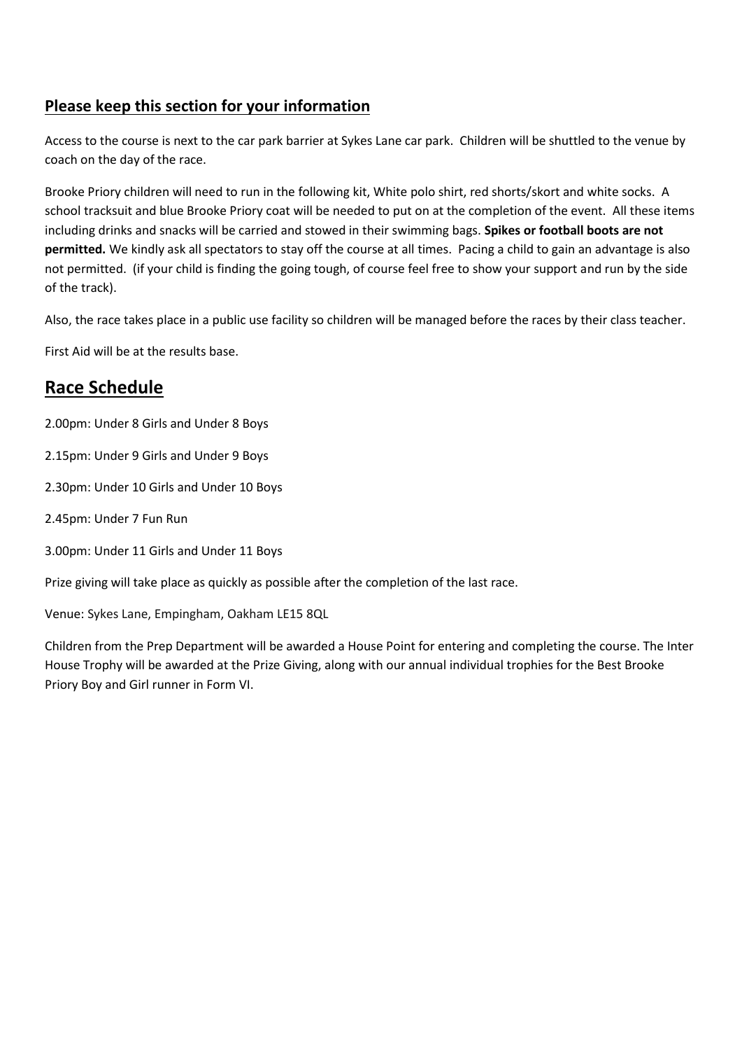## Please keep this section for your information

Access to the course is next to the car park barrier at Sykes Lane car park. Children will be shuttled to the venue by coach on the day of the race.

Brooke Priory children will need to run in the following kit, White polo shirt, red shorts/skort and white socks. A school tracksuit and blue Brooke Priory coat will be needed to put on at the completion of the event. All these items including drinks and snacks will be carried and stowed in their swimming bags. **Spikes or football boots are not permitted.** We kindly ask all spectators to stay off the course at all times. Pacing a child to gain an advantage is also not permitted. (if your child is finding the going tough, of course feel free to show your support and run by the side of the track).

Also, the race takes place in a public use facility so children will be managed before the races by their class teacher.

First Aid will be at the results base.

# Race Schedule

2.00pm: Under 8 Girls and Under 8 Boys

2.15pm: Under 9 Girls and Under 9 Boys

2.30pm: Under 10 Girls and Under 10 Boys

2.45pm: Under 7 Fun Run

3.00pm: Under 11 Girls and Under 11 Boys

Prize giving will take place as quickly as possible after the completion of the last race.

Venue: Sykes Lane, Empingham, Oakham LE15 8QL

Children from the Prep Department will be awarded a House Point for entering and completing the course. The Inter House Trophy will be awarded at the Prize Giving, along with our annual individual trophies for the Best Brooke Priory Boy and Girl runner in Form VI.